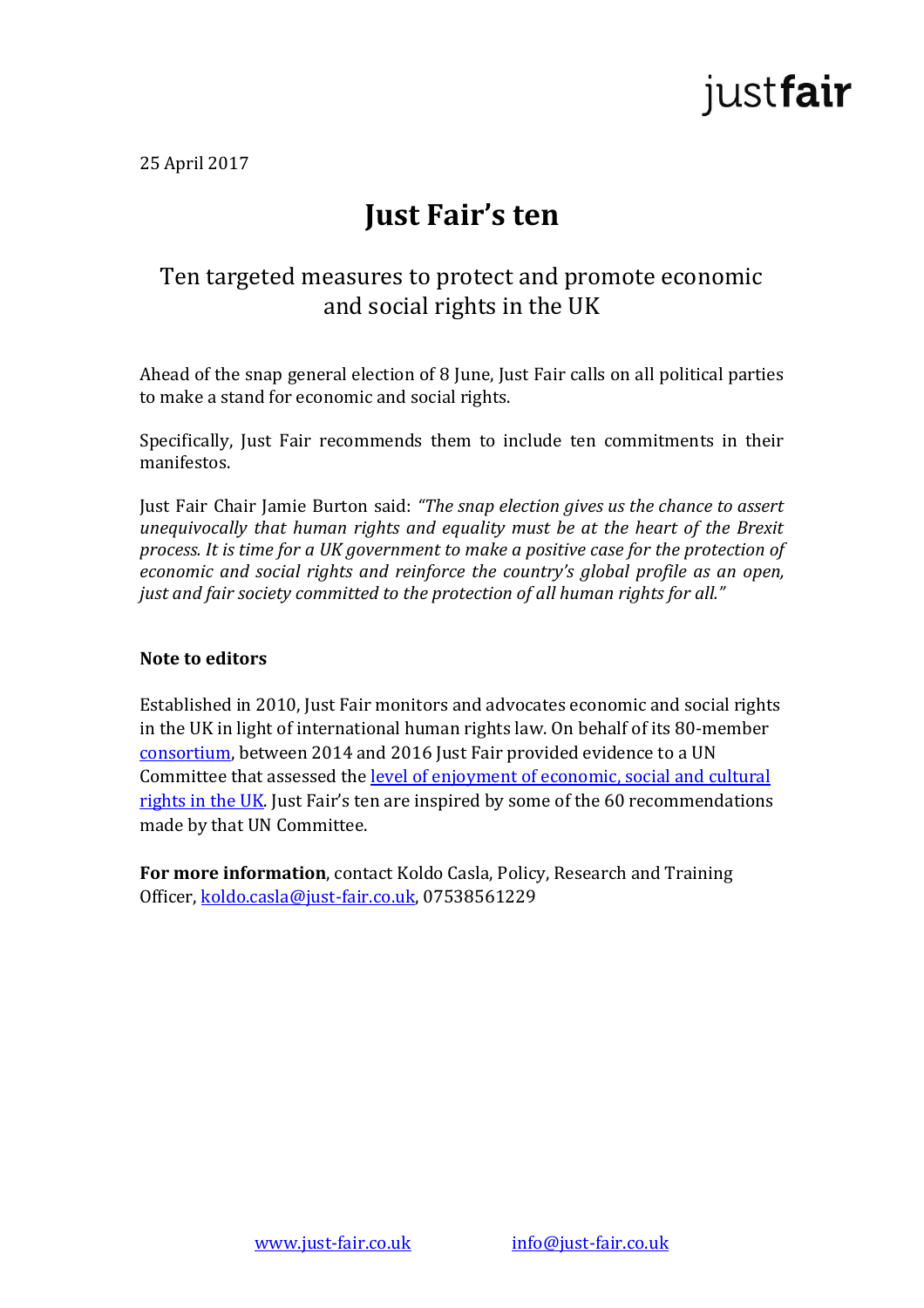justfair

25 April 2017

# Just Fair's ten

## Ten targeted measures to protect and promote economic and social rights in the UK

Ahead of the snap general election of 8 June, Just Fair calls on all political parties to make a stand for economic and social rights.

Specifically, Just Fair recommends them to include ten commitments in their manifestos.

Just Fair Chair Jamie Burton said: *"The snap election gives us the chance to assert unequivocally that human rights and equality must be at the heart of the Brexit process. It is time for a UK government to make a positive case for the protection of economic and social rights and reinforce the country's global profile as an open, just and fair society committed to the protection of all human rights for all."*

**Note to editors**

Established in 2010, Just Fair monitors and advocates economic and social rights in the UK in light of international human rights law. On behalf of its 80-member consortium, between 2014 and 2016 Just Fair provided evidence to a UN Committee that assessed the level of enjoyment of economic, social and cultural rights in the UK. Just Fair's ten are inspired by some of the 60 recommendations made by that UN Committee.

**For more information**, contact Koldo Casla, Policy, Research and Training Officer, koldo.casla@just-fair.co.uk, 07538561229

www.just-fair.co.uk info@just-fair.co.uk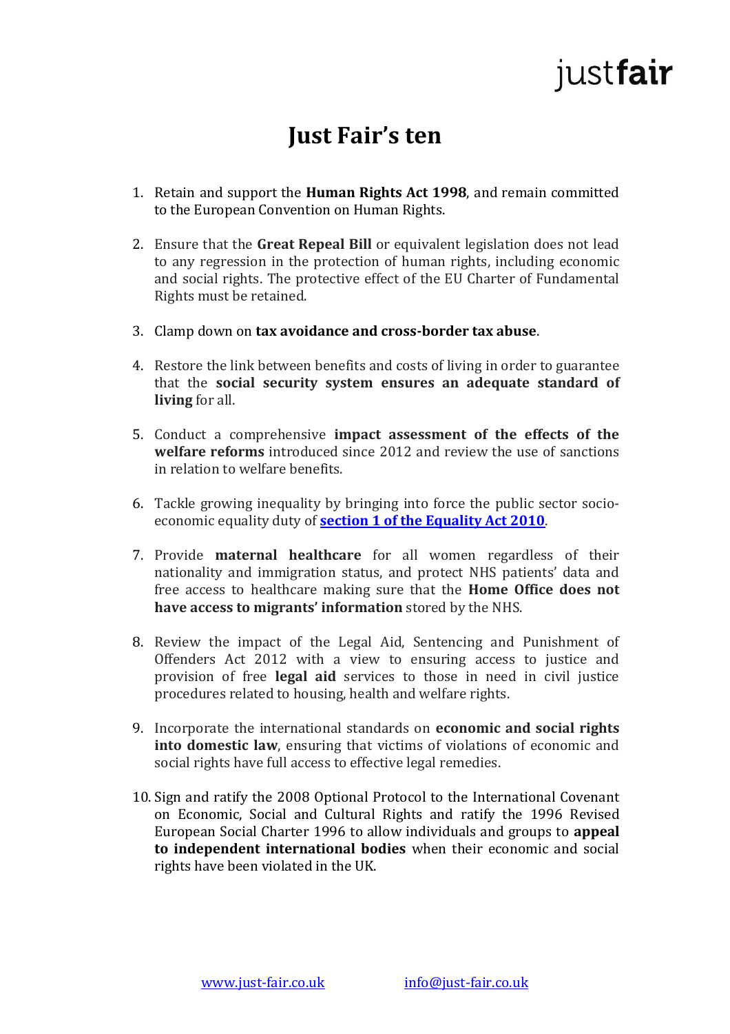justfair

# Just Fair's ten

1. Retain and support the **Human Rights Act 1998**, and remain committed to the European Convention on Human Rights.

2. Ensure that the **Great Repeal Bill** or equivalent legislation does not lead to any regression in the protection of human rights, including economic and social rights. The protective effect of the EU Charter of Fundamental Rights must be retained.

3. Clamp down on **tax avoidance and cross-border tax abuse**.

4. Restore the link between benefits and costs of living in order to guarantee that the **social security system ensures an adequate standard of living** for all.

5. Conduct a comprehensive **impact assessment of the effects of the welfare reforms** introduced since 2012 and review the use of sanctions in relation to welfare benefits.

6. Tackle growing inequality by bringing into force the public sector socio-economic equality duty of **section 1 of the Equality Act 2010**.

7. Provide **maternal healthcare** for all women regardless of their nationality and immigration status, and protect NHS patients' data and free access to healthcare making sure that the **Home Office does not have access to migrants' information** stored by the NHS.

8. Review the impact of the Legal Aid, Sentencing and Punishment of Offenders Act 2012 with a view to ensuring access to justice and provision of free **legal aid** services to those in need in civil justice procedures related to housing, health and welfare rights.

9. Incorporate the international standards on **economic and social rights into domestic law**, ensuring that victims of violations of economic and social rights have full access to effective legal remedies.

10. Sign and ratify the 2008 Optional Protocol to the International Covenant on Economic, Social and Cultural Rights and ratify the 1996 Revised European Social Charter 1996 to allow individuals and groups to **appeal to independent international bodies** when their economic and social rights have been violated in the UK.

www.just-fair.co.uk info@just-fair.co.uk